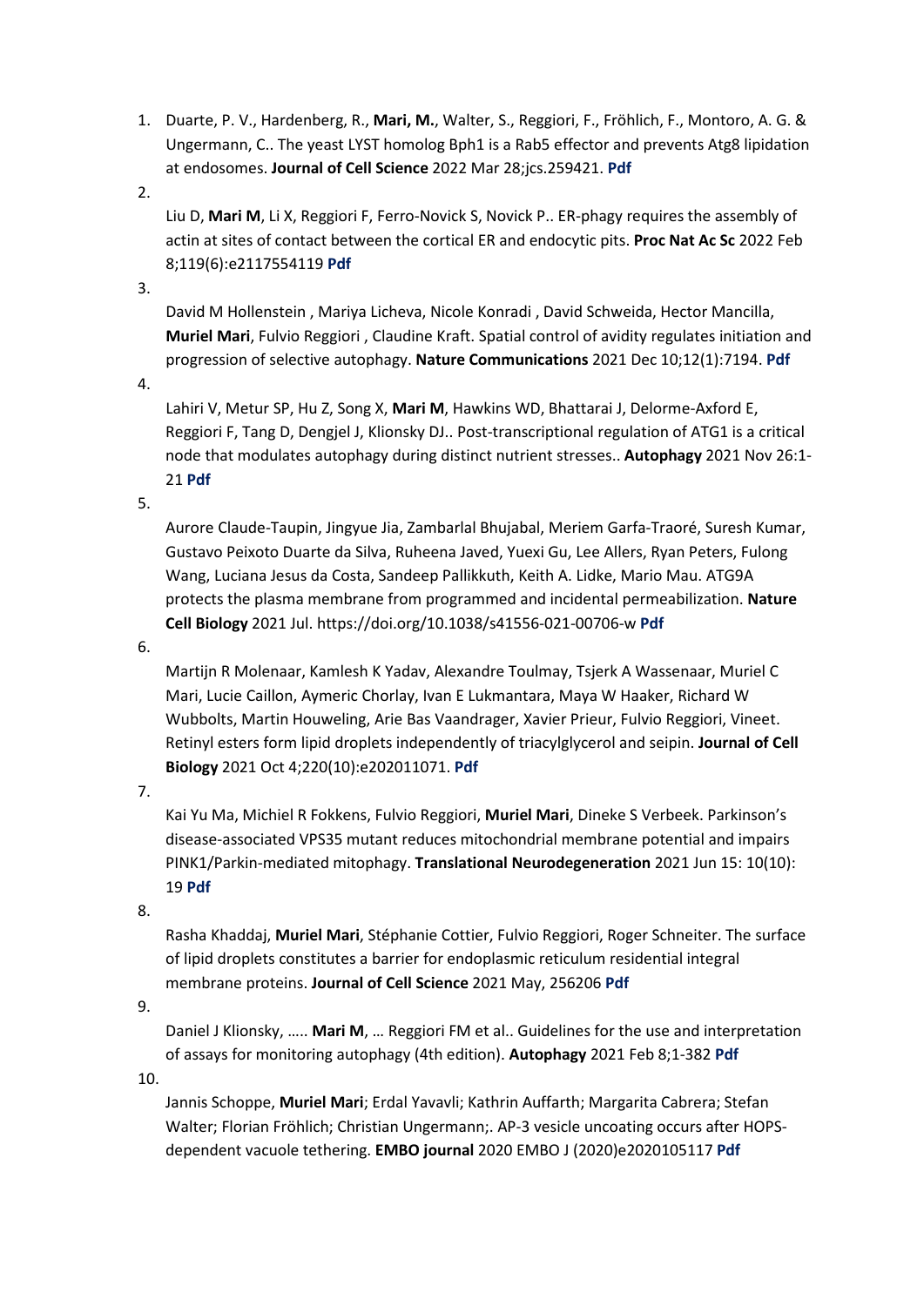1. Duarte, P. V., Hardenberg, R., **Mari, M.**, Walter, S., Reggiori, F., Fröhlich, F., Montoro, A. G. & Ungermann, C.. The yeast LYST homolog Bph1 is a Rab5 effector and prevents Atg8 lipidation at endosomes. **Journal of Cell Science** 2022 Mar 28;jcs.259421. **Pdf**

2. Liu D, **Mari M**, Li X, Reggiori F, Ferro-Novick S, Novick P.. ER-phagy requires the assembly of actin at sites of contact between the cortical ER and endocytic pits. **Proc Nat Ac Sc** 2022 Feb 8;119(6):e2117554119 **Pdf**

3. David M Hollenstein , Mariya Licheva, Nicole Konradi , David Schweida, Hector Mancilla, **Muriel Mari**, Fulvio Reggiori , Claudine Kraft. Spatial control of avidity regulates initiation and progression of selective autophagy. **Nature Communications** 2021 Dec 10;12(1):7194. **Pdf**

4. Lahiri V, Metur SP, Hu Z, Song X, **Mari M**, Hawkins WD, Bhattarai J, Delorme-Axford E, Reggiori F, Tang D, Dengjel J, Klionsky DJ.. Post-transcriptional regulation of ATG1 is a critical node that modulates autophagy during distinct nutrient stresses.. **Autophagy** 2021 Nov 26:1-21 **Pdf**

5. Aurore Claude-Taupin, Jingyue Jia, Zambarlal Bhujabal, Meriem Garfa-Traoré, Suresh Kumar, Gustavo Peixoto Duarte da Silva, Ruheena Javed, Yuexi Gu, Lee Allers, Ryan Peters, Fulong Wang, Luciana Jesus da Costa, Sandeep Pallikkuth, Keith A. Lidke, Mario Mau. ATG9A protects the plasma membrane from programmed and incidental permeabilization. **Nature Cell Biology** 2021 Jul. https://doi.org/10.1038/s41556-021-00706-w **Pdf**

6. Martijn R Molenaar, Kamlesh K Yadav, Alexandre Toulmay, Tsjerk A Wassenaar, Muriel C Mari, Lucie Caillon, Aymeric Chorlay, Ivan E Lukmantara, Maya W Haaker, Richard W Wubbolts, Martin Houweling, Arie Bas Vaandrager, Xavier Prieur, Fulvio Reggiori, Vineet. Retinyl esters form lipid droplets independently of triacylglycerol and seipin. **Journal of Cell Biology** 2021 Oct 4;220(10):e202011071. **Pdf**

7. Kai Yu Ma, Michiel R Fokkens, Fulvio Reggiori, **Muriel Mari**, Dineke S Verbeek. Parkinson's disease-associated VPS35 mutant reduces mitochondrial membrane potential and impairs PINK1/Parkin-mediated mitophagy. **Translational Neurodegeneration** 2021 Jun 15: 10(10): 19 **Pdf**

8. Rasha Khaddaj, **Muriel Mari**, Stéphanie Cottier, Fulvio Reggiori, Roger Schneiter. The surface of lipid droplets constitutes a barrier for endoplasmic reticulum residential integral membrane proteins. **Journal of Cell Science** 2021 May, 256206 **Pdf**

9. Daniel J Klionsky, ….. **Mari M**, … Reggiori FM et al.. Guidelines for the use and interpretation of assays for monitoring autophagy (4th edition). **Autophagy** 2021 Feb 8;1-382 **Pdf**

10. Jannis Schoppe, **Muriel Mari**; Erdal Yavavli; Kathrin Auffarth; Margarita Cabrera; Stefan Walter; Florian Fröhlich; Christian Ungermann;. AP-3 vesicle uncoating occurs after HOPS-dependent vacuole tethering. **EMBO journal** 2020 EMBO J (2020)e2020105117 **Pdf**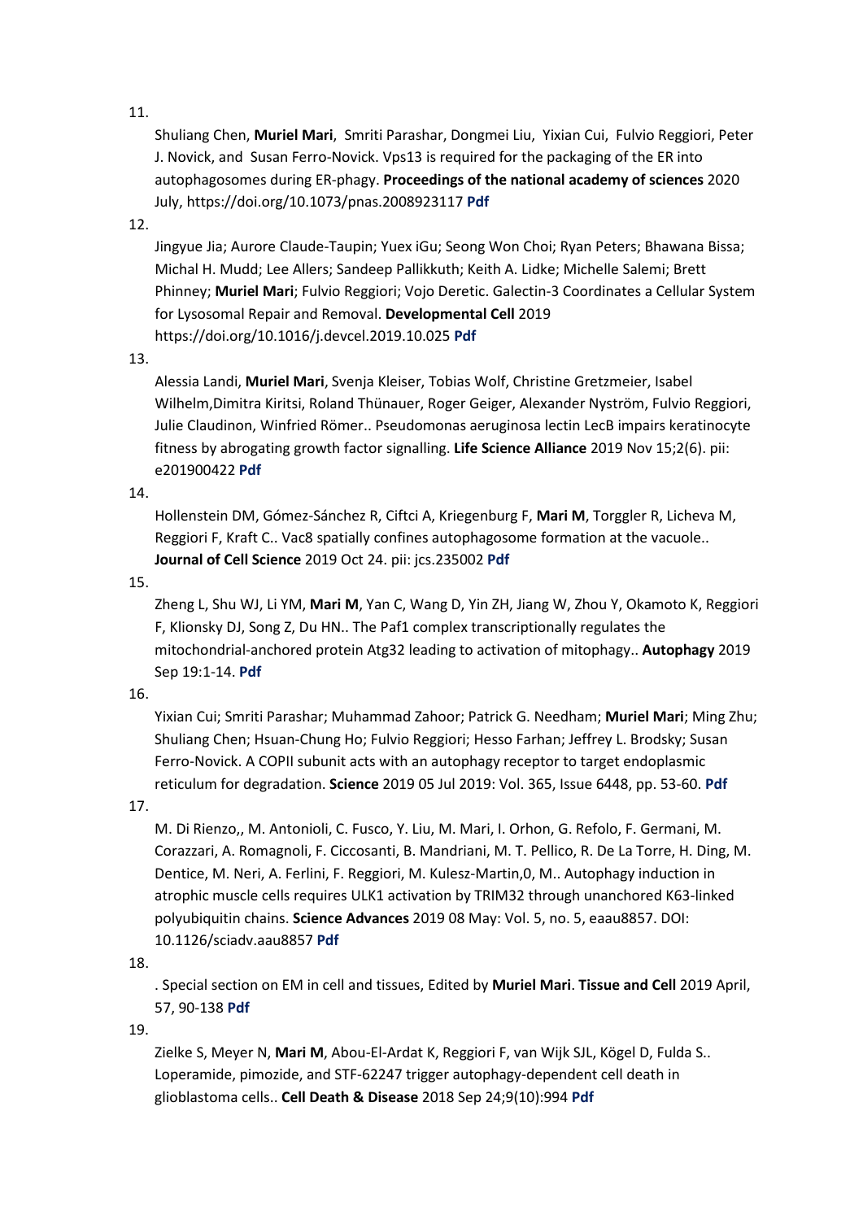11.

Shuliang Chen, **Muriel Mari**, Smriti Parashar, Dongmei Liu, Yixian Cui, Fulvio Reggiori, Peter J. Novick, and Susan Ferro-Novick. Vps13 is required for the packaging of the ER into autophagosomes during ER-phagy. **Proceedings of the national academy of sciences** 2020 July, https://doi.org/10.1073/pnas.2008923117 **Pdf**

12.

Jingyue Jia; Aurore Claude-Taupin; Yuex iGu; Seong Won Choi; Ryan Peters; Bhawana Bissa; Michal H. Mudd; Lee Allers; Sandeep Pallikkuth; Keith A. Lidke; Michelle Salemi; Brett Phinney; **Muriel Mari**; Fulvio Reggiori; Vojo Deretic. Galectin-3 Coordinates a Cellular System for Lysosomal Repair and Removal. **Developmental Cell** 2019 https://doi.org/10.1016/j.devcel.2019.10.025 **Pdf**

13.

Alessia Landi, **Muriel Mari**, Svenja Kleiser, Tobias Wolf, Christine Gretzmeier, Isabel Wilhelm,Dimitra Kiritsi, Roland Thünauer, Roger Geiger, Alexander Nyström, Fulvio Reggiori, Julie Claudinon, Winfried Römer.. Pseudomonas aeruginosa lectin LecB impairs keratinocyte fitness by abrogating growth factor signalling. **Life Science Alliance** 2019 Nov 15;2(6). pii: e201900422 **Pdf**

14.

Hollenstein DM, Gómez-Sánchez R, Ciftci A, Kriegenburg F, **Mari M**, Torggler R, Licheva M, Reggiori F, Kraft C.. Vac8 spatially confines autophagosome formation at the vacuole.. **Journal of Cell Science** 2019 Oct 24. pii: jcs.235002 **Pdf**

15.

Zheng L, Shu WJ, Li YM, **Mari M**, Yan C, Wang D, Yin ZH, Jiang W, Zhou Y, Okamoto K, Reggiori F, Klionsky DJ, Song Z, Du HN.. The Paf1 complex transcriptionally regulates the mitochondrial-anchored protein Atg32 leading to activation of mitophagy.. **Autophagy** 2019 Sep 19:1-14. **Pdf**

16.

Yixian Cui; Smriti Parashar; Muhammad Zahoor; Patrick G. Needham; **Muriel Mari**; Ming Zhu; Shuliang Chen; Hsuan-Chung Ho; Fulvio Reggiori; Hesso Farhan; Jeffrey L. Brodsky; Susan Ferro-Novick. A COPII subunit acts with an autophagy receptor to target endoplasmic reticulum for degradation. **Science** 2019 05 Jul 2019: Vol. 365, Issue 6448, pp. 53-60. **Pdf**

17.

M. Di Rienzo,, M. Antonioli, C. Fusco, Y. Liu, M. Mari, I. Orhon, G. Refolo, F. Germani, M. Corazzari, A. Romagnoli, F. Ciccosanti, B. Mandriani, M. T. Pellico, R. De La Torre, H. Ding, M. Dentice, M. Neri, A. Ferlini, F. Reggiori, M. Kulesz-Martin,0, M.. Autophagy induction in atrophic muscle cells requires ULK1 activation by TRIM32 through unanchored K63-linked polyubiquitin chains. **Science Advances** 2019 08 May: Vol. 5, no. 5, eaau8857. DOI: 10.1126/sciadv.aau8857 **Pdf**

18.

. Special section on EM in cell and tissues, Edited by **Muriel Mari**. **Tissue and Cell** 2019 April, 57, 90-138 **Pdf**

19.

Zielke S, Meyer N, **Mari M**, Abou-El-Ardat K, Reggiori F, van Wijk SJL, Kögel D, Fulda S.. Loperamide, pimozide, and STF-62247 trigger autophagy-dependent cell death in glioblastoma cells.. **Cell Death & Disease** 2018 Sep 24;9(10):994 **Pdf**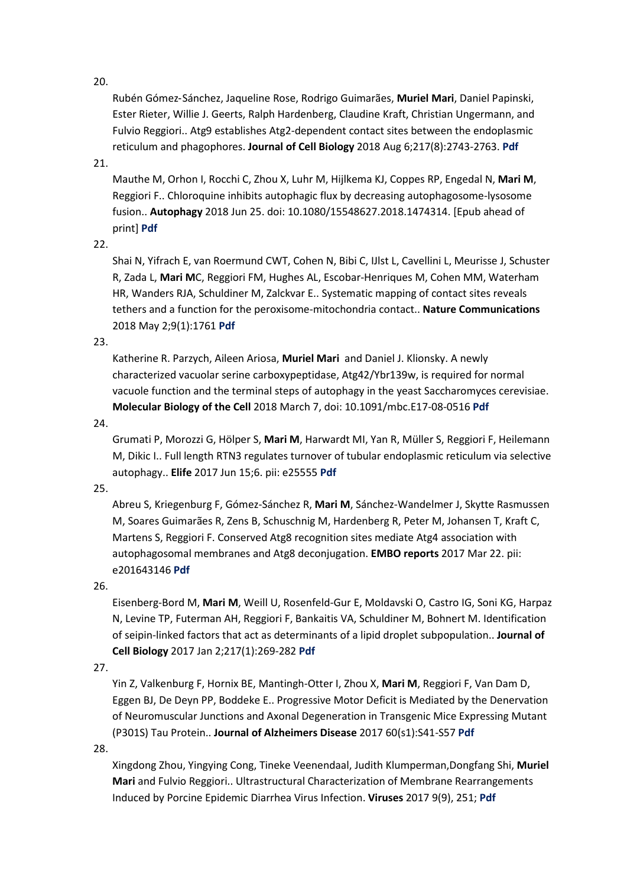20.

Rubén Gómez-Sánchez, Jaqueline Rose, Rodrigo Guimarães, **Muriel Mari**, Daniel Papinski, Ester Rieter, Willie J. Geerts, Ralph Hardenberg, Claudine Kraft, Christian Ungermann, and Fulvio Reggiori.. Atg9 establishes Atg2-dependent contact sites between the endoplasmic reticulum and phagophores. **Journal of Cell Biology** 2018 Aug 6;217(8):2743-2763. **Pdf**

21.

Mauthe M, Orhon I, Rocchi C, Zhou X, Luhr M, Hijlkema KJ, Coppes RP, Engedal N, **Mari M**, Reggiori F.. Chloroquine inhibits autophagic flux by decreasing autophagosome-lysosome fusion.. **Autophagy** 2018 Jun 25. doi: 10.1080/15548627.2018.1474314. [Epub ahead of print] **Pdf**

22.

Shai N, Yifrach E, van Roermund CWT, Cohen N, Bibi C, IJlst L, Cavellini L, Meurisse J, Schuster R, Zada L, **Mari M**C, Reggiori FM, Hughes AL, Escobar-Henriques M, Cohen MM, Waterham HR, Wanders RJA, Schuldiner M, Zalckvar E.. Systematic mapping of contact sites reveals tethers and a function for the peroxisome-mitochondria contact.. **Nature Communications** 2018 May 2;9(1):1761 **Pdf**

23.

Katherine R. Parzych, Aileen Ariosa, **Muriel Mari** and Daniel J. Klionsky. A newly characterized vacuolar serine carboxypeptidase, Atg42/Ybr139w, is required for normal vacuole function and the terminal steps of autophagy in the yeast Saccharomyces cerevisiae. **Molecular Biology of the Cell** 2018 March 7, doi: 10.1091/mbc.E17-08-0516 **Pdf**

24.

Grumati P, Morozzi G, Hölper S, **Mari M**, Harwardt MI, Yan R, Müller S, Reggiori F, Heilemann M, Dikic I.. Full length RTN3 regulates turnover of tubular endoplasmic reticulum via selective autophagy.. **Elife** 2017 Jun 15;6. pii: e25555 **Pdf**

25.

Abreu S, Kriegenburg F, Gómez-Sánchez R, **Mari M**, Sánchez-Wandelmer J, Skytte Rasmussen M, Soares Guimarães R, Zens B, Schuschnig M, Hardenberg R, Peter M, Johansen T, Kraft C, Martens S, Reggiori F. Conserved Atg8 recognition sites mediate Atg4 association with autophagosomal membranes and Atg8 deconjugation. **EMBO reports** 2017 Mar 22. pii: e201643146 **Pdf**

26.

Eisenberg-Bord M, **Mari M**, Weill U, Rosenfeld-Gur E, Moldavski O, Castro IG, Soni KG, Harpaz N, Levine TP, Futerman AH, Reggiori F, Bankaitis VA, Schuldiner M, Bohnert M. Identification of seipin-linked factors that act as determinants of a lipid droplet subpopulation.. **Journal of Cell Biology** 2017 Jan 2;217(1):269-282 **Pdf**

27.

Yin Z, Valkenburg F, Hornix BE, Mantingh-Otter I, Zhou X, **Mari M**, Reggiori F, Van Dam D, Eggen BJ, De Deyn PP, Boddeke E.. Progressive Motor Deficit is Mediated by the Denervation of Neuromuscular Junctions and Axonal Degeneration in Transgenic Mice Expressing Mutant (P301S) Tau Protein.. **Journal of Alzheimers Disease** 2017 60(s1):S41-S57 **Pdf**

28.

Xingdong Zhou, Yingying Cong, Tineke Veenendaal, Judith Klumperman,Dongfang Shi, **Muriel Mari** and Fulvio Reggiori.. Ultrastructural Characterization of Membrane Rearrangements Induced by Porcine Epidemic Diarrhea Virus Infection. **Viruses** 2017 9(9), 251; **Pdf**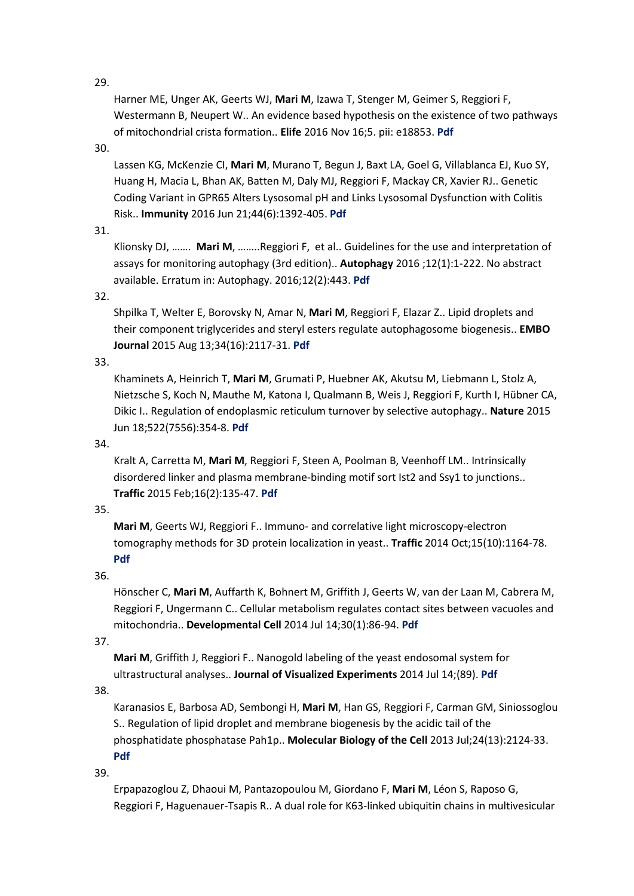29.

Harner ME, Unger AK, Geerts WJ, **Mari M**, Izawa T, Stenger M, Geimer S, Reggiori F, Westermann B, Neupert W.. An evidence based hypothesis on the existence of two pathways of mitochondrial crista formation.. **Elife** 2016 Nov 16;5. pii: e18853. **Pdf**

30.

Lassen KG, McKenzie CI, **Mari M**, Murano T, Begun J, Baxt LA, Goel G, Villablanca EJ, Kuo SY, Huang H, Macia L, Bhan AK, Batten M, Daly MJ, Reggiori F, Mackay CR, Xavier RJ.. Genetic Coding Variant in GPR65 Alters Lysosomal pH and Links Lysosomal Dysfunction with Colitis Risk.. **Immunity** 2016 Jun 21;44(6):1392-405. **Pdf**

31.

Klionsky DJ, ……. **Mari M**, ……..Reggiori F, et al.. Guidelines for the use and interpretation of assays for monitoring autophagy (3rd edition).. **Autophagy** 2016 ;12(1):1-222. No abstract available. Erratum in: Autophagy. 2016;12(2):443. **Pdf**

32.

Shpilka T, Welter E, Borovsky N, Amar N, **Mari M**, Reggiori F, Elazar Z.. Lipid droplets and their component triglycerides and steryl esters regulate autophagosome biogenesis.. **EMBO Journal** 2015 Aug 13;34(16):2117-31. **Pdf**

33.

Khaminets A, Heinrich T, **Mari M**, Grumati P, Huebner AK, Akutsu M, Liebmann L, Stolz A, Nietzsche S, Koch N, Mauthe M, Katona I, Qualmann B, Weis J, Reggiori F, Kurth I, Hübner CA, Dikic I.. Regulation of endoplasmic reticulum turnover by selective autophagy.. **Nature** 2015 Jun 18;522(7556):354-8. **Pdf**

34.

Kralt A, Carretta M, **Mari M**, Reggiori F, Steen A, Poolman B, Veenhoff LM.. Intrinsically disordered linker and plasma membrane-binding motif sort Ist2 and Ssy1 to junctions.. **Traffic** 2015 Feb;16(2):135-47. **Pdf**

35.

**Mari M**, Geerts WJ, Reggiori F.. Immuno- and correlative light microscopy-electron tomography methods for 3D protein localization in yeast.. **Traffic** 2014 Oct;15(10):1164-78. **Pdf**

36.

Hönscher C, **Mari M**, Auffarth K, Bohnert M, Griffith J, Geerts W, van der Laan M, Cabrera M, Reggiori F, Ungermann C.. Cellular metabolism regulates contact sites between vacuoles and mitochondria.. **Developmental Cell** 2014 Jul 14;30(1):86-94. **Pdf**

37.

**Mari M**, Griffith J, Reggiori F.. Nanogold labeling of the yeast endosomal system for ultrastructural analyses.. **Journal of Visualized Experiments** 2014 Jul 14;(89). **Pdf**

38.

Karanasios E, Barbosa AD, Sembongi H, **Mari M**, Han GS, Reggiori F, Carman GM, Siniossoglou S.. Regulation of lipid droplet and membrane biogenesis by the acidic tail of the phosphatidate phosphatase Pah1p.. **Molecular Biology of the Cell** 2013 Jul;24(13):2124-33. **Pdf**

39.

Erpapazoglou Z, Dhaoui M, Pantazopoulou M, Giordano F, **Mari M**, Léon S, Raposo G, Reggiori F, Haguenauer-Tsapis R.. A dual role for K63-linked ubiquitin chains in multivesicular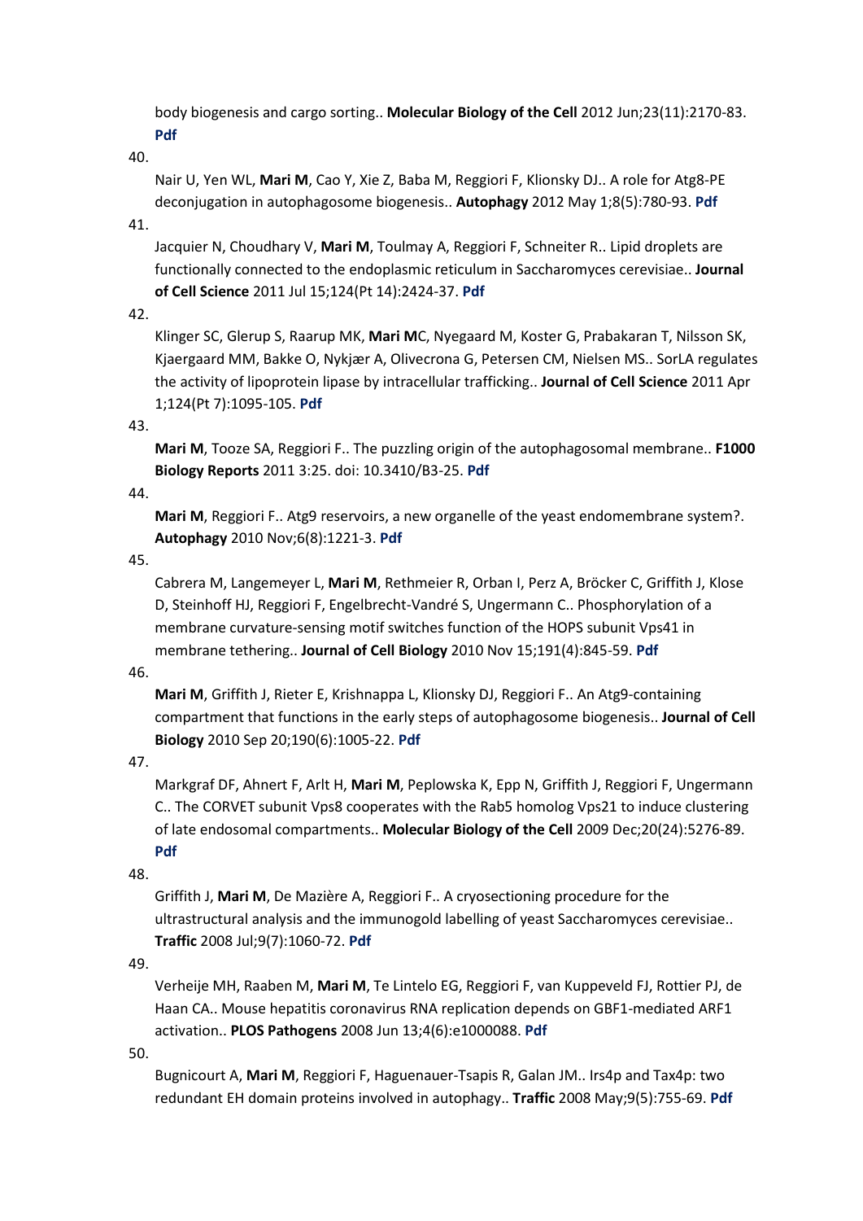body biogenesis and cargo sorting.. **Molecular Biology of the Cell** 2012 Jun;23(11):2170-83. **Pdf**

40.

Nair U, Yen WL, **Mari M**, Cao Y, Xie Z, Baba M, Reggiori F, Klionsky DJ.. A role for Atg8-PE deconjugation in autophagosome biogenesis.. **Autophagy** 2012 May 1;8(5):780-93. **Pdf**

41.

Jacquier N, Choudhary V, **Mari M**, Toulmay A, Reggiori F, Schneiter R.. Lipid droplets are functionally connected to the endoplasmic reticulum in Saccharomyces cerevisiae.. **Journal of Cell Science** 2011 Jul 15;124(Pt 14):2424-37. **Pdf**

42.

Klinger SC, Glerup S, Raarup MK, **Mari M**C, Nyegaard M, Koster G, Prabakaran T, Nilsson SK, Kjaergaard MM, Bakke O, Nykjær A, Olivecrona G, Petersen CM, Nielsen MS.. SorLA regulates the activity of lipoprotein lipase by intracellular trafficking.. **Journal of Cell Science** 2011 Apr 1;124(Pt 7):1095-105. **Pdf**

43.

**Mari M**, Tooze SA, Reggiori F.. The puzzling origin of the autophagosomal membrane.. **F1000 Biology Reports** 2011 3:25. doi: 10.3410/B3-25. **Pdf**

44.

**Mari M**, Reggiori F.. Atg9 reservoirs, a new organelle of the yeast endomembrane system?. **Autophagy** 2010 Nov;6(8):1221-3. **Pdf**

45.

Cabrera M, Langemeyer L, **Mari M**, Rethmeier R, Orban I, Perz A, Bröcker C, Griffith J, Klose D, Steinhoff HJ, Reggiori F, Engelbrecht-Vandré S, Ungermann C.. Phosphorylation of a membrane curvature-sensing motif switches function of the HOPS subunit Vps41 in membrane tethering.. **Journal of Cell Biology** 2010 Nov 15;191(4):845-59. **Pdf**

46.

**Mari M**, Griffith J, Rieter E, Krishnappa L, Klionsky DJ, Reggiori F.. An Atg9-containing compartment that functions in the early steps of autophagosome biogenesis.. **Journal of Cell Biology** 2010 Sep 20;190(6):1005-22. **Pdf**

47.

Markgraf DF, Ahnert F, Arlt H, **Mari M**, Peplowska K, Epp N, Griffith J, Reggiori F, Ungermann C.. The CORVET subunit Vps8 cooperates with the Rab5 homolog Vps21 to induce clustering of late endosomal compartments.. **Molecular Biology of the Cell** 2009 Dec;20(24):5276-89. **Pdf**

48.

Griffith J, **Mari M**, De Mazière A, Reggiori F.. A cryosectioning procedure for the ultrastructural analysis and the immunogold labelling of yeast Saccharomyces cerevisiae.. **Traffic** 2008 Jul;9(7):1060-72. **Pdf**

49.

Verheije MH, Raaben M, **Mari M**, Te Lintelo EG, Reggiori F, van Kuppeveld FJ, Rottier PJ, de Haan CA.. Mouse hepatitis coronavirus RNA replication depends on GBF1-mediated ARF1 activation.. **PLOS Pathogens** 2008 Jun 13;4(6):e1000088. **Pdf**

50.

Bugnicourt A, **Mari M**, Reggiori F, Haguenauer-Tsapis R, Galan JM.. Irs4p and Tax4p: two redundant EH domain proteins involved in autophagy.. **Traffic** 2008 May;9(5):755-69. **Pdf**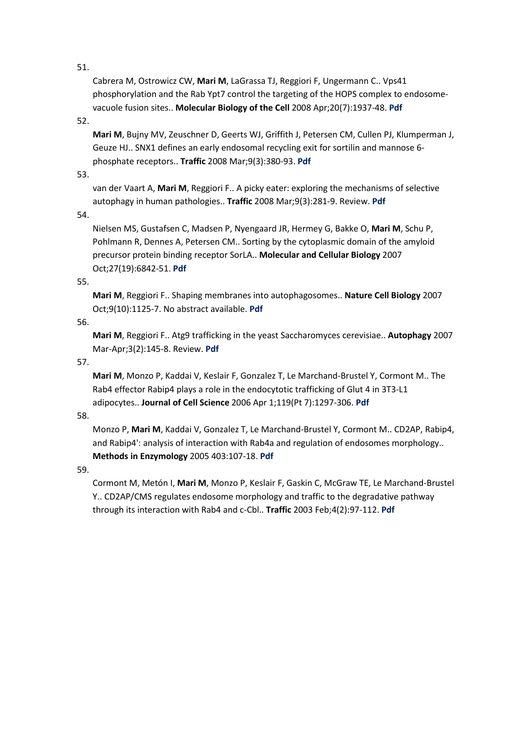51.

Cabrera M, Ostrowicz CW, **Mari M**, LaGrassa TJ, Reggiori F, Ungermann C.. Vps41 phosphorylation and the Rab Ypt7 control the targeting of the HOPS complex to endosome-vacuole fusion sites.. **Molecular Biology of the Cell** 2008 Apr;20(7):1937-48. **Pdf**

52.

**Mari M**, Bujny MV, Zeuschner D, Geerts WJ, Griffith J, Petersen CM, Cullen PJ, Klumperman J, Geuze HJ.. SNX1 defines an early endosomal recycling exit for sortilin and mannose 6-phosphate receptors.. **Traffic** 2008 Mar;9(3):380-93. **Pdf**

53.

van der Vaart A, **Mari M**, Reggiori F.. A picky eater: exploring the mechanisms of selective autophagy in human pathologies.. **Traffic** 2008 Mar;9(3):281-9. Review. **Pdf**

54.

Nielsen MS, Gustafsen C, Madsen P, Nyengaard JR, Hermey G, Bakke O, **Mari M**, Schu P, Pohlmann R, Dennes A, Petersen CM.. Sorting by the cytoplasmic domain of the amyloid precursor protein binding receptor SorLA.. **Molecular and Cellular Biology** 2007 Oct;27(19):6842-51. **Pdf**

55.

**Mari M**, Reggiori F.. Shaping membranes into autophagosomes.. **Nature Cell Biology** 2007 Oct;9(10):1125-7. No abstract available. **Pdf**

56.

**Mari M**, Reggiori F.. Atg9 trafficking in the yeast Saccharomyces cerevisiae.. **Autophagy** 2007 Mar-Apr;3(2):145-8. Review. **Pdf**

57.

**Mari M**, Monzo P, Kaddai V, Keslair F, Gonzalez T, Le Marchand-Brustel Y, Cormont M.. The Rab4 effector Rabip4 plays a role in the endocytotic trafficking of Glut 4 in 3T3-L1 adipocytes.. **Journal of Cell Science** 2006 Apr 1;119(Pt 7):1297-306. **Pdf**

58.

Monzo P, **Mari M**, Kaddai V, Gonzalez T, Le Marchand-Brustel Y, Cormont M.. CD2AP, Rabip4, and Rabip4': analysis of interaction with Rab4a and regulation of endosomes morphology.. **Methods in Enzymology** 2005 403:107-18. **Pdf**

59.

Cormont M, Metón I, **Mari M**, Monzo P, Keslair F, Gaskin C, McGraw TE, Le Marchand-Brustel Y.. CD2AP/CMS regulates endosome morphology and traffic to the degradative pathway through its interaction with Rab4 and c-Cbl.. **Traffic** 2003 Feb;4(2):97-112. **Pdf**